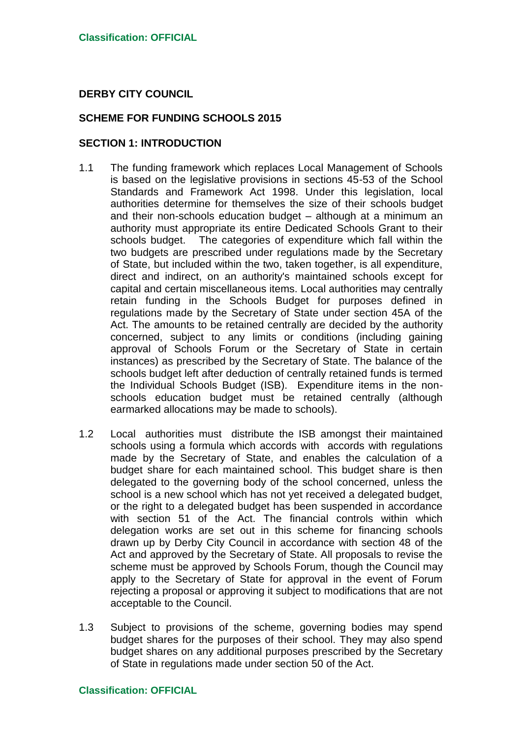**DERBY CITY COUNCIL**

**SCHEME FOR FUNDING SCHOOLS 2015**

## SECTION 1: INTRODUCTION

1.1 The funding framework which replaces Local Management of Schools is based on the legislative provisions in sections 45-53 of the School Standards and Framework Act 1998. Under this legislation, local authorities determine for themselves the size of their schools budget and their non-schools education budget – although at a minimum an authority must appropriate its entire Dedicated Schools Grant to their schools budget. The categories of expenditure which fall within the two budgets are prescribed under regulations made by the Secretary of State, but included within the two, taken together, is all expenditure, direct and indirect, on an authority's maintained schools except for capital and certain miscellaneous items. Local authorities may centrally retain funding in the Schools Budget for purposes defined in regulations made by the Secretary of State under section 45A of the Act. The amounts to be retained centrally are decided by the authority concerned, subject to any limits or conditions (including gaining approval of Schools Forum or the Secretary of State in certain instances) as prescribed by the Secretary of State. The balance of the schools budget left after deduction of centrally retained funds is termed the Individual Schools Budget (ISB). Expenditure items in the non-schools education budget must be retained centrally (although earmarked allocations may be made to schools).

1.2 Local authorities must distribute the ISB amongst their maintained schools using a formula which accords with accords with regulations made by the Secretary of State, and enables the calculation of a budget share for each maintained school. This budget share is then delegated to the governing body of the school concerned, unless the school is a new school which has not yet received a delegated budget, or the right to a delegated budget has been suspended in accordance with section 51 of the Act. The financial controls within which delegation works are set out in this scheme for financing schools drawn up by Derby City Council in accordance with section 48 of the Act and approved by the Secretary of State. All proposals to revise the scheme must be approved by Schools Forum, though the Council may apply to the Secretary of State for approval in the event of Forum rejecting a proposal or approving it subject to modifications that are not acceptable to the Council.

1.3 Subject to provisions of the scheme, governing bodies may spend budget shares for the purposes of their school. They may also spend budget shares on any additional purposes prescribed by the Secretary of State in regulations made under section 50 of the Act.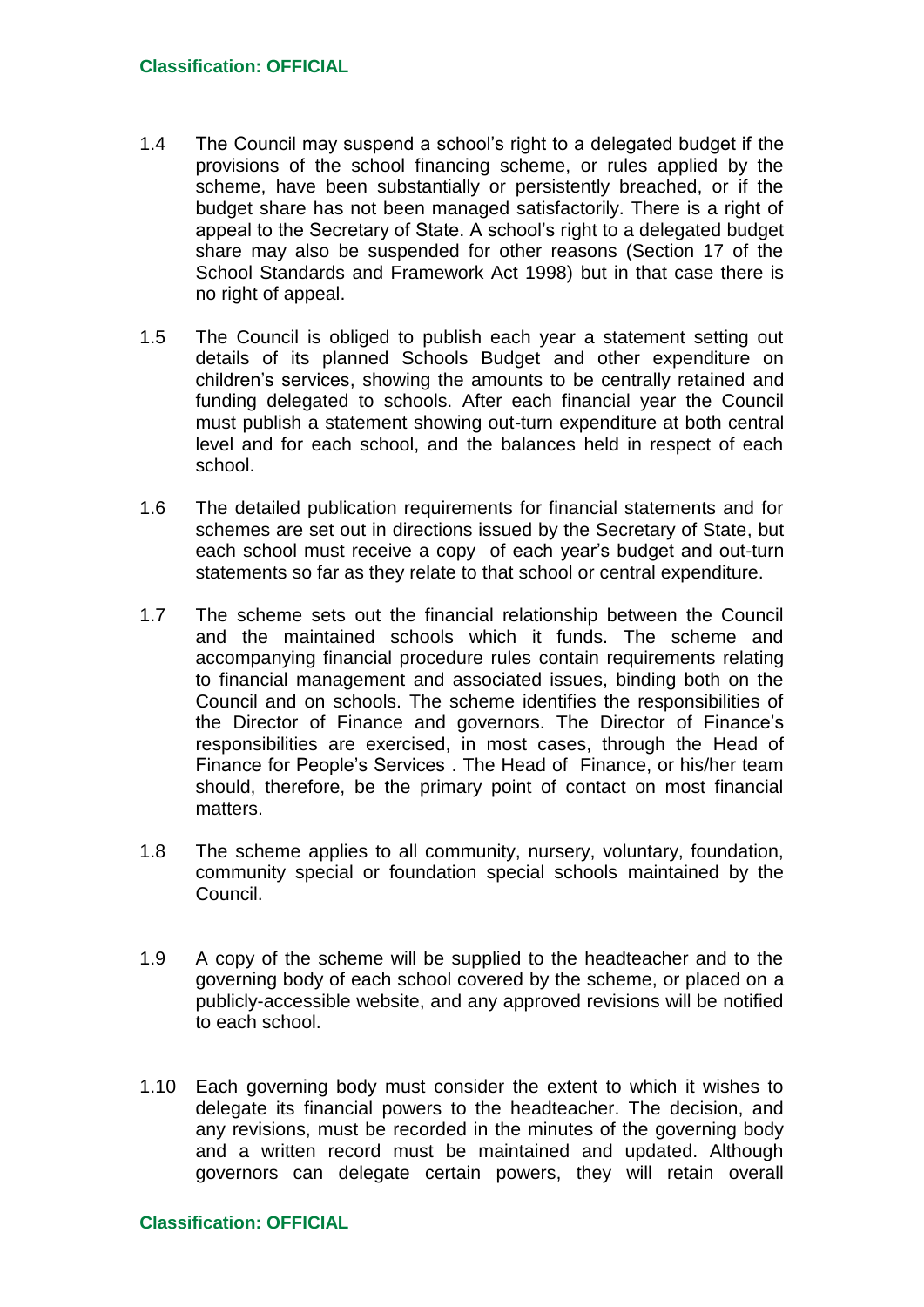1.4 The Council may suspend a school's right to a delegated budget if the provisions of the school financing scheme, or rules applied by the scheme, have been substantially or persistently breached, or if the budget share has not been managed satisfactorily. There is a right of appeal to the Secretary of State. A school's right to a delegated budget share may also be suspended for other reasons (Section 17 of the School Standards and Framework Act 1998) but in that case there is no right of appeal.

1.5 The Council is obliged to publish each year a statement setting out details of its planned Schools Budget and other expenditure on children's services, showing the amounts to be centrally retained and funding delegated to schools. After each financial year the Council must publish a statement showing out-turn expenditure at both central level and for each school, and the balances held in respect of each school.

1.6 The detailed publication requirements for financial statements and for schemes are set out in directions issued by the Secretary of State, but each school must receive a copy of each year's budget and out-turn statements so far as they relate to that school or central expenditure.

1.7 The scheme sets out the financial relationship between the Council and the maintained schools which it funds. The scheme and accompanying financial procedure rules contain requirements relating to financial management and associated issues, binding both on the Council and on schools. The scheme identifies the responsibilities of the Director of Finance and governors. The Director of Finance's responsibilities are exercised, in most cases, through the Head of Finance for People's Services . The Head of Finance, or his/her team should, therefore, be the primary point of contact on most financial matters.

1.8 The scheme applies to all community, nursery, voluntary, foundation, community special or foundation special schools maintained by the Council.

1.9 A copy of the scheme will be supplied to the headteacher and to the governing body of each school covered by the scheme, or placed on a publicly-accessible website, and any approved revisions will be notified to each school.

1.10 Each governing body must consider the extent to which it wishes to delegate its financial powers to the headteacher. The decision, and any revisions, must be recorded in the minutes of the governing body and a written record must be maintained and updated. Although governors can delegate certain powers, they will retain overall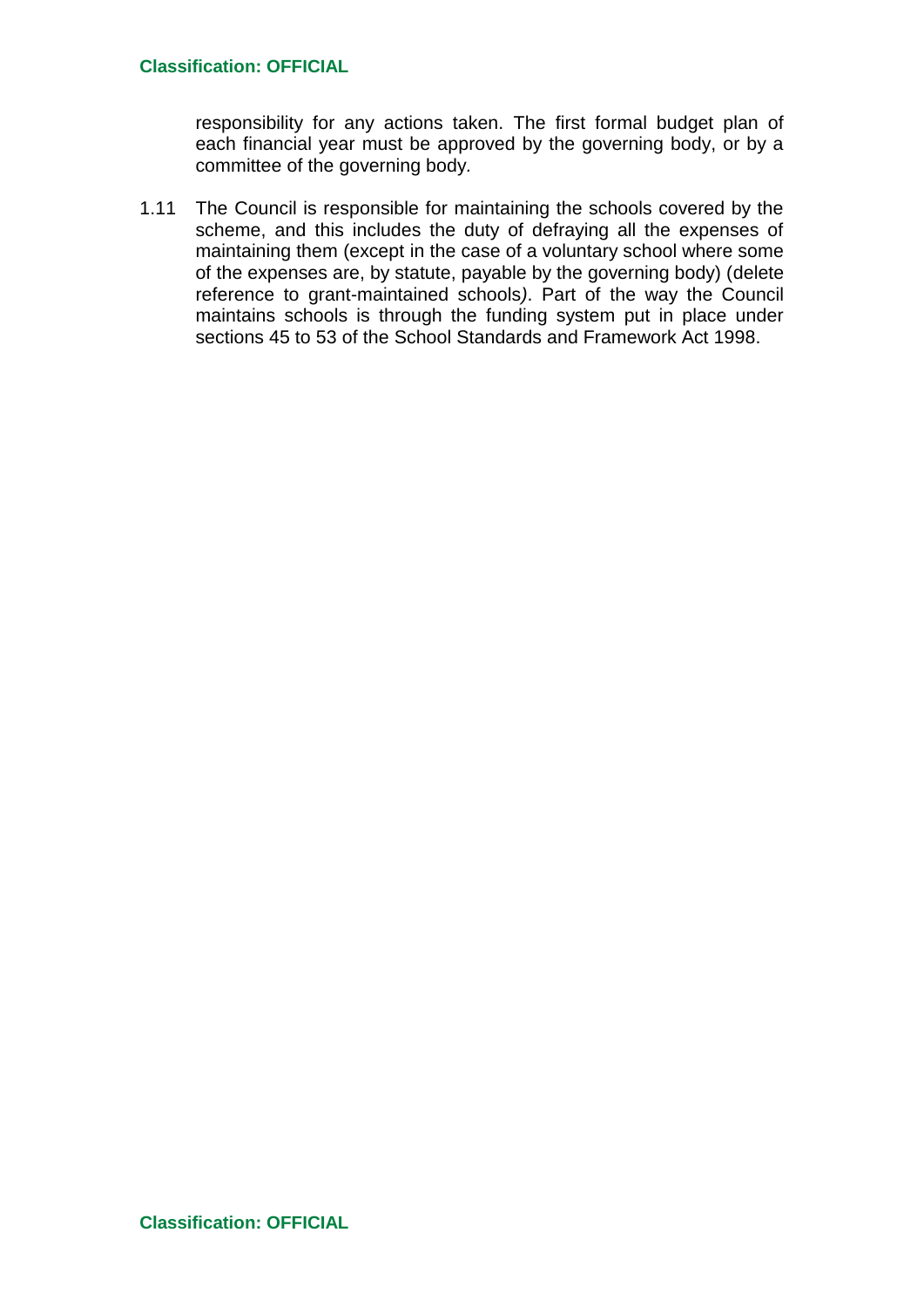responsibility for any actions taken. The first formal budget plan of each financial year must be approved by the governing body, or by a committee of the governing body.

1.11 The Council is responsible for maintaining the schools covered by the scheme, and this includes the duty of defraying all the expenses of maintaining them (except in the case of a voluntary school where some of the expenses are, by statute, payable by the governing body) (delete reference to grant-maintained schools*)*. Part of the way the Council maintains schools is through the funding system put in place under sections 45 to 53 of the School Standards and Framework Act 1998.